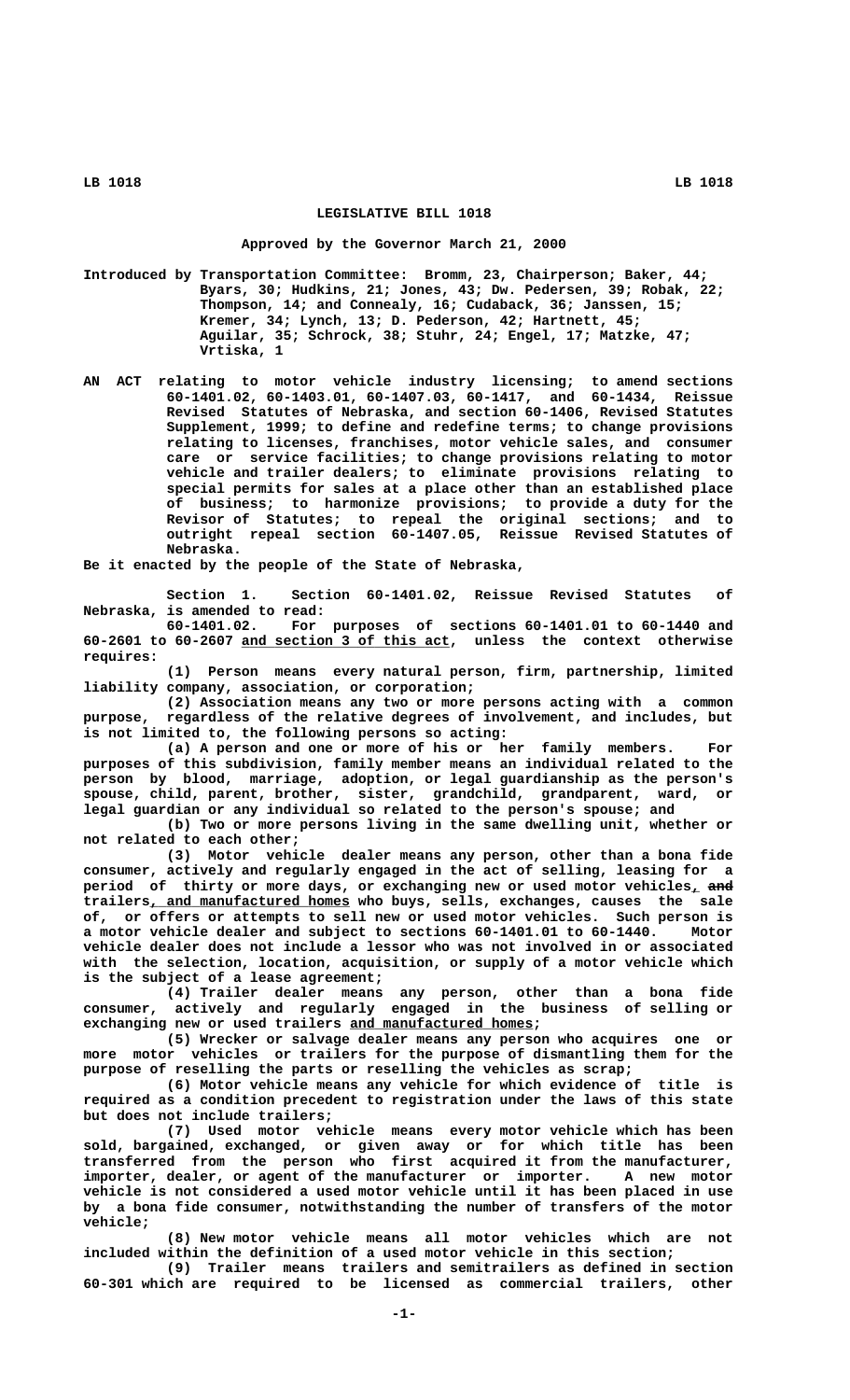# LEGISLATIVE BILL 1018

### Approved by the Governor March 21, 2000

Introduced by Transportation Committee: Bromm, 23, Chairperson; Baker, 44; Byars, 30; Hudkins, 21; Jones, 43; Dw. Pedersen, 39; Robak, 22; Thompson, 14; and Connealy, 16; Cudaback, 36; Janssen, 15; Kremer, 34; Lynch, 13; D. Pederson, 42; Hartnett, 45; Aguilar, 35; Schrock, 38; Stuhr, 24; Engel, 17; Matzke, 47; Vrtiska, 1

AN ACT relating to motor vehicle industry licensing; to amend sections 60-1401.02, 60-1403.01, 60-1407.03, 60-1417, and 60-1434, Reissue Revised Statutes of Nebraska, and section 60-1406, Revised Statutes Supplement, 1999; to define and redefine terms; to change provisions relating to licenses, franchises, motor vehicle sales, and consumer care or service facilities; to change provisions relating to motor vehicle and trailer dealers; to eliminate provisions relating to special permits for sales at a place other than an established place of business; to harmonize provisions; to provide a duty for the Revisor of Statutes; to repeal the original sections; and to outright repeal section 60-1407.05, Reissue Revised Statutes of Nebraska.

Be it enacted by the people of the State of Nebraska,

Section 1. Section 60-1401.02, Reissue Revised Statutes of Nebraska, is amended to read:

60-1401.02. For purposes of sections 60-1401.01 to 60-1440 and 60-2601 to 60-2607 and section 3 of this act, unless the context otherwise requires:

(1) Person means every natural person, firm, partnership, limited liability company, association, or corporation;

(2) Association means any two or more persons acting with a common purpose, regardless of the relative degrees of involvement, and includes, but is not limited to, the following persons so acting:

(a) A person and one or more of his or her family members. For purposes of this subdivision, family member means an individual related to the person by blood, marriage, adoption, or legal guardianship as the person's spouse, child, parent, brother, sister, grandchild, grandparent, ward, or legal guardian or any individual so related to the person's spouse; and

(b) Two or more persons living in the same dwelling unit, whether or not related to each other;

(3) Motor vehicle dealer means any person, other than a bona fide consumer, actively and regularly engaged in the act of selling, leasing for a period of thirty or more days, or exchanging new or used motor vehicles, ~~and~~ trailers, and manufactured homes who buys, sells, exchanges, causes the sale of, or offers or attempts to sell new or used motor vehicles. Such person is a motor vehicle dealer and subject to sections 60-1401.01 to 60-1440. Motor vehicle dealer does not include a lessor who was not involved in or associated with the selection, location, acquisition, or supply of a motor vehicle which is the subject of a lease agreement;

(4) Trailer dealer means any person, other than a bona fide consumer, actively and regularly engaged in the business of selling or exchanging new or used trailers and manufactured homes;

(5) Wrecker or salvage dealer means any person who acquires one or more motor vehicles or trailers for the purpose of dismantling them for the purpose of reselling the parts or reselling the vehicles as scrap;

(6) Motor vehicle means any vehicle for which evidence of title is required as a condition precedent to registration under the laws of this state but does not include trailers;

(7) Used motor vehicle means every motor vehicle which has been sold, bargained, exchanged, or given away or for which title has been transferred from the person who first acquired it from the manufacturer, importer, dealer, or agent of the manufacturer or importer. A new motor vehicle is not considered a used motor vehicle until it has been placed in use by a bona fide consumer, notwithstanding the number of transfers of the motor vehicle;

(8) New motor vehicle means all motor vehicles which are not included within the definition of a used motor vehicle in this section;

(9) Trailer means trailers and semitrailers as defined in section 60-301 which are required to be licensed as commercial trailers, other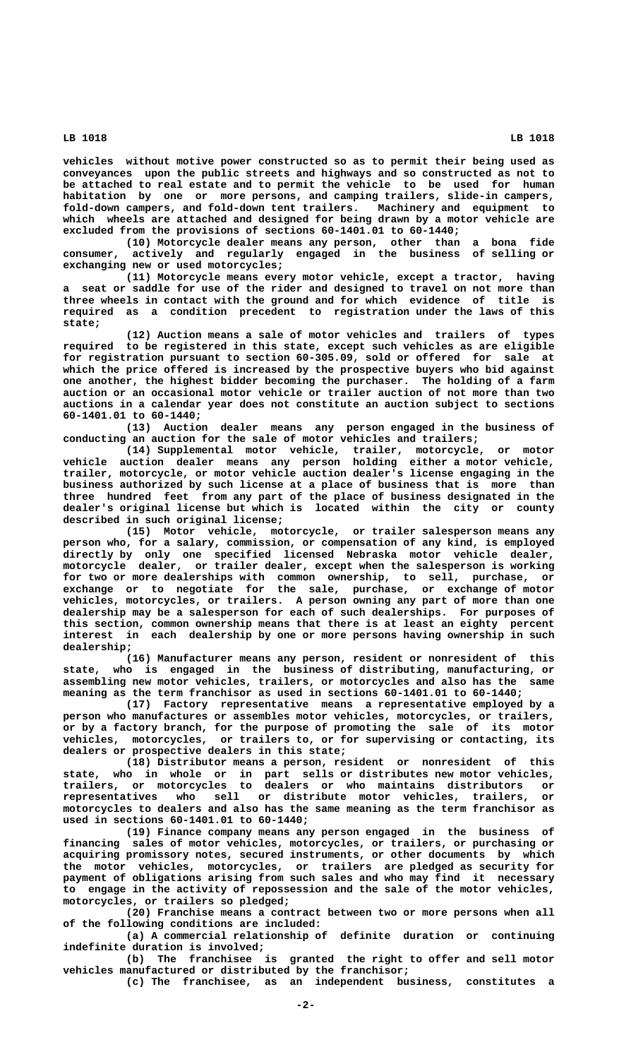vehicles without motive power constructed so as to permit their being used as conveyances upon the public streets and highways and so constructed as not to be attached to real estate and to permit the vehicle to be used for human habitation by one or more persons, and camping trailers, slide-in campers, fold-down campers, and fold-down tent trailers. Machinery and equipment to which wheels are attached and designed for being drawn by a motor vehicle are excluded from the provisions of sections 60-1401.01 to 60-1440;

(10) Motorcycle dealer means any person, other than a bona fide consumer, actively and regularly engaged in the business of selling or exchanging new or used motorcycles;

(11) Motorcycle means every motor vehicle, except a tractor, having a seat or saddle for use of the rider and designed to travel on not more than three wheels in contact with the ground and for which evidence of title is required as a condition precedent to registration under the laws of this state;

(12) Auction means a sale of motor vehicles and trailers of types required to be registered in this state, except such vehicles as are eligible for registration pursuant to section 60-305.09, sold or offered for sale at which the price offered is increased by the prospective buyers who bid against one another, the highest bidder becoming the purchaser. The holding of a farm auction or an occasional motor vehicle or trailer auction of not more than two auctions in a calendar year does not constitute an auction subject to sections 60-1401.01 to 60-1440;

(13) Auction dealer means any person engaged in the business of conducting an auction for the sale of motor vehicles and trailers;

(14) Supplemental motor vehicle, trailer, motorcycle, or motor vehicle auction dealer means any person holding either a motor vehicle, trailer, motorcycle, or motor vehicle auction dealer's license engaging in the business authorized by such license at a place of business that is more than three hundred feet from any part of the place of business designated in the dealer's original license but which is located within the city or county described in such original license;

(15) Motor vehicle, motorcycle, or trailer salesperson means any person who, for a salary, commission, or compensation of any kind, is employed directly by only one specified licensed Nebraska motor vehicle dealer, motorcycle dealer, or trailer dealer, except when the salesperson is working for two or more dealerships with common ownership, to sell, purchase, or exchange or to negotiate for the sale, purchase, or exchange of motor vehicles, motorcycles, or trailers. A person owning any part of more than one dealership may be a salesperson for each of such dealerships. For purposes of this section, common ownership means that there is at least an eighty percent interest in each dealership by one or more persons having ownership in such dealership;

(16) Manufacturer means any person, resident or nonresident of this state, who is engaged in the business of distributing, manufacturing, or assembling new motor vehicles, trailers, or motorcycles and also has the same meaning as the term franchisor as used in sections 60-1401.01 to 60-1440;

(17) Factory representative means a representative employed by a person who manufactures or assembles motor vehicles, motorcycles, or trailers, or by a factory branch, for the purpose of promoting the sale of its motor vehicles, motorcycles, or trailers to, or for supervising or contacting, its dealers or prospective dealers in this state;

(18) Distributor means a person, resident or nonresident of this state, who in whole or in part sells or distributes new motor vehicles, trailers, or motorcycles to dealers or who maintains distributors or representatives who sell or distribute motor vehicles, trailers, or motorcycles to dealers and also has the same meaning as the term franchisor as used in sections 60-1401.01 to 60-1440;

(19) Finance company means any person engaged in the business of financing sales of motor vehicles, motorcycles, or trailers, or purchasing or acquiring promissory notes, secured instruments, or other documents by which the motor vehicles, motorcycles, or trailers are pledged as security for payment of obligations arising from such sales and who may find it necessary to engage in the activity of repossession and the sale of the motor vehicles, motorcycles, or trailers so pledged;

(20) Franchise means a contract between two or more persons when all of the following conditions are included:

(a) A commercial relationship of definite duration or continuing indefinite duration is involved;

(b) The franchisee is granted the right to offer and sell motor vehicles manufactured or distributed by the franchisor;

(c) The franchisee, as an independent business, constitutes a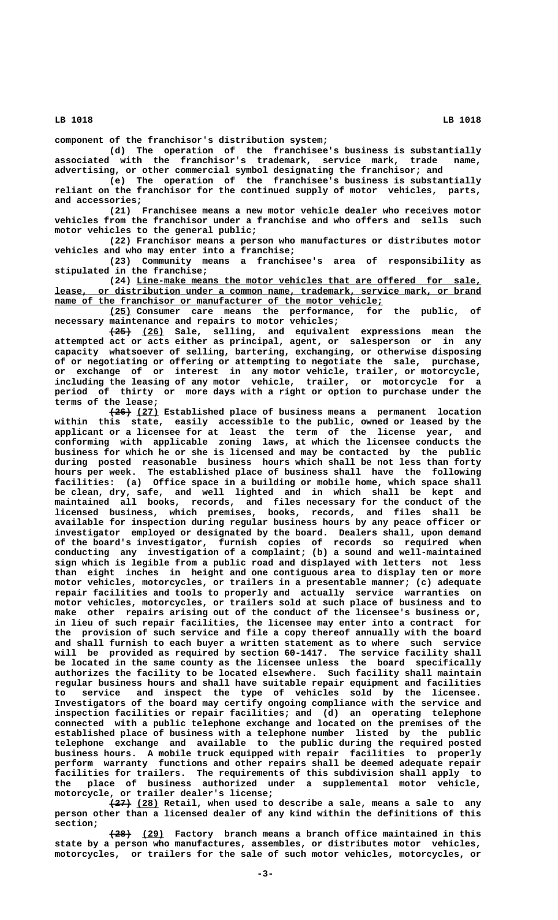component of the franchisor's distribution system;

(d) The operation of the franchisee's business is substantially associated with the franchisor's trademark, service mark, trade name, advertising, or other commercial symbol designating the franchisor; and

(e) The operation of the franchisee's business is substantially reliant on the franchisor for the continued supply of motor vehicles, parts, and accessories;

(21) Franchisee means a new motor vehicle dealer who receives motor vehicles from the franchisor under a franchise and who offers and sells such motor vehicles to the general public;

(22) Franchisor means a person who manufactures or distributes motor vehicles and who may enter into a franchise;

(23) Community means a franchisee's area of responsibility as stipulated in the franchise;

(24) Line-make means the motor vehicles that are offered for sale, lease, or distribution under a common name, trademark, service mark, or brand name of the franchisor or manufacturer of the motor vehicle;

(25) Consumer care means the performance, for the public, of necessary maintenance and repairs to motor vehicles;

~~(25)~~ (26) Sale, selling, and equivalent expressions mean the attempted act or acts either as principal, agent, or salesperson or in any capacity whatsoever of selling, bartering, exchanging, or otherwise disposing of or negotiating or offering or attempting to negotiate the sale, purchase, or exchange of or interest in any motor vehicle, trailer, or motorcycle, including the leasing of any motor vehicle, trailer, or motorcycle for a period of thirty or more days with a right or option to purchase under the terms of the lease;

~~(26)~~ (27) Established place of business means a permanent location within this state, easily accessible to the public, owned or leased by the applicant or a licensee for at least the term of the license year, and conforming with applicable zoning laws, at which the licensee conducts the business for which he or she is licensed and may be contacted by the public during posted reasonable business hours which shall be not less than forty hours per week. The established place of business shall have the following facilities: (a) Office space in a building or mobile home, which space shall be clean, dry, safe, and well lighted and in which shall be kept and maintained all books, records, and files necessary for the conduct of the licensed business, which premises, books, records, and files shall be available for inspection during regular business hours by any peace officer or investigator employed or designated by the board. Dealers shall, upon demand of the board's investigator, furnish copies of records so required when conducting any investigation of a complaint; (b) a sound and well-maintained sign which is legible from a public road and displayed with letters not less than eight inches in height and one contiguous area to display ten or more motor vehicles, motorcycles, or trailers in a presentable manner; (c) adequate repair facilities and tools to properly and actually service warranties on motor vehicles, motorcycles, or trailers sold at such place of business and to make other repairs arising out of the conduct of the licensee's business or, in lieu of such repair facilities, the licensee may enter into a contract for the provision of such service and file a copy thereof annually with the board and shall furnish to each buyer a written statement as to where such service will be provided as required by section 60-1417. The service facility shall be located in the same county as the licensee unless the board specifically authorizes the facility to be located elsewhere. Such facility shall maintain regular business hours and shall have suitable repair equipment and facilities to service and inspect the type of vehicles sold by the licensee. Investigators of the board may certify ongoing compliance with the service and inspection facilities or repair facilities; and (d) an operating telephone connected with a public telephone exchange and located on the premises of the established place of business with a telephone number listed by the public telephone exchange and available to the public during the required posted business hours. A mobile truck equipped with repair facilities to properly perform warranty functions and other repairs shall be deemed adequate repair facilities for trailers. The requirements of this subdivision shall apply to the place of business authorized under a supplemental motor vehicle, motorcycle, or trailer dealer's license;

~~(27)~~ (28) Retail, when used to describe a sale, means a sale to any person other than a licensed dealer of any kind within the definitions of this section;

~~(28)~~ (29) Factory branch means a branch office maintained in this state by a person who manufactures, assembles, or distributes motor vehicles, motorcycles, or trailers for the sale of such motor vehicles, motorcycles, or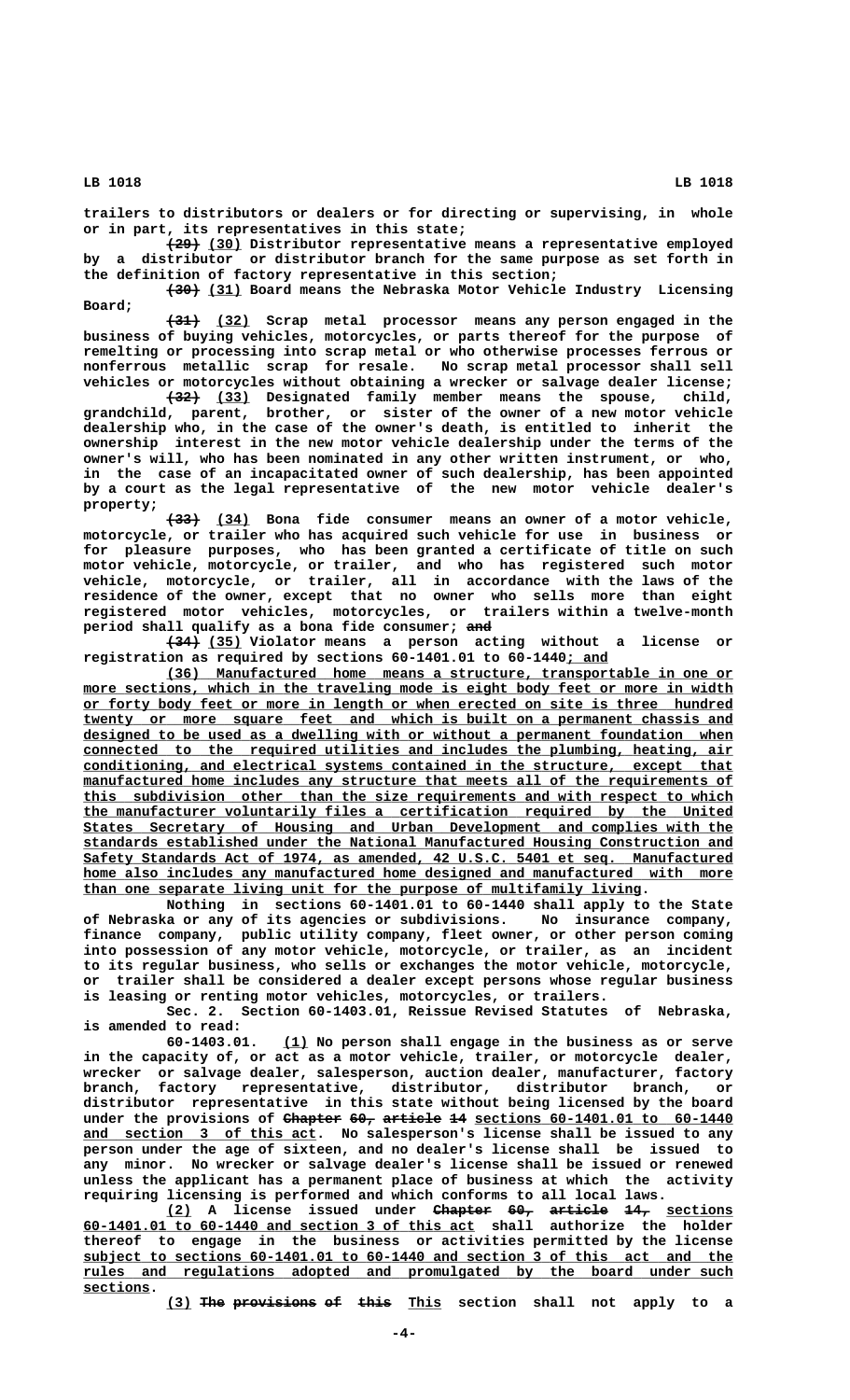trailers to distributors or dealers or for directing or supervising, in whole or in part, its representatives in this state;

~~(29)~~ (30) Distributor representative means a representative employed by a distributor or distributor branch for the same purpose as set forth in the definition of factory representative in this section;

~~(30)~~ (31) Board means the Nebraska Motor Vehicle Industry Licensing Board;

~~(31)~~ (32) Scrap metal processor means any person engaged in the business of buying vehicles, motorcycles, or parts thereof for the purpose of remelting or processing into scrap metal or who otherwise processes ferrous or nonferrous metallic scrap for resale. No scrap metal processor shall sell vehicles or motorcycles without obtaining a wrecker or salvage dealer license;

~~(32)~~ (33) Designated family member means the spouse, child, grandchild, parent, brother, or sister of the owner of a new motor vehicle dealership who, in the case of the owner's death, is entitled to inherit the ownership interest in the new motor vehicle dealership under the terms of the owner's will, who has been nominated in any other written instrument, or who, in the case of an incapacitated owner of such dealership, has been appointed by a court as the legal representative of the new motor vehicle dealer's property;

~~(33)~~ (34) Bona fide consumer means an owner of a motor vehicle, motorcycle, or trailer who has acquired such vehicle for use in business or for pleasure purposes, who has been granted a certificate of title on such motor vehicle, motorcycle, or trailer, and who has registered such motor vehicle, motorcycle, or trailer, all in accordance with the laws of the residence of the owner, except that no owner who sells more than eight registered motor vehicles, motorcycles, or trailers within a twelve-month period shall qualify as a bona fide consumer; ~~and~~

~~(34)~~ (35) Violator means a person acting without a license or registration as required by sections 60-1401.01 to 60-1440; and

(36) Manufactured home means a structure, transportable in one or more sections, which in the traveling mode is eight body feet or more in width or forty body feet or more in length or when erected on site is three hundred twenty or more square feet and which is built on a permanent chassis and designed to be used as a dwelling with or without a permanent foundation when connected to the required utilities and includes the plumbing, heating, air conditioning, and electrical systems contained in the structure, except that manufactured home includes any structure that meets all of the requirements of this subdivision other than the size requirements and with respect to which the manufacturer voluntarily files a certification required by the United States Secretary of Housing and Urban Development and complies with the standards established under the National Manufactured Housing Construction and Safety Standards Act of 1974, as amended, 42 U.S.C. 5401 et seq. Manufactured home also includes any manufactured home designed and manufactured with more than one separate living unit for the purpose of multifamily living.

Nothing in sections 60-1401.01 to 60-1440 shall apply to the State of Nebraska or any of its agencies or subdivisions. No insurance company, finance company, public utility company, fleet owner, or other person coming into possession of any motor vehicle, motorcycle, or trailer, as an incident to its regular business, who sells or exchanges the motor vehicle, motorcycle, or trailer shall be considered a dealer except persons whose regular business is leasing or renting motor vehicles, motorcycles, or trailers.

Sec. 2. Section 60-1403.01, Reissue Revised Statutes of Nebraska, is amended to read:

60-1403.01. (1) No person shall engage in the business as or serve in the capacity of, or act as a motor vehicle, trailer, or motorcycle dealer, wrecker or salvage dealer, salesperson, auction dealer, manufacturer, factory branch, factory representative, distributor, distributor branch, or distributor representative in this state without being licensed by the board under the provisions of ~~Chapter 60, article 14~~ sections 60-1401.01 to 60-1440 and section 3 of this act. No salesperson's license shall be issued to any person under the age of sixteen, and no dealer's license shall be issued to any minor. No wrecker or salvage dealer's license shall be issued or renewed unless the applicant has a permanent place of business at which the activity requiring licensing is performed and which conforms to all local laws.

(2) A license issued under ~~Chapter 60, article 14,~~ sections 60-1401.01 to 60-1440 and section 3 of this act shall authorize the holder thereof to engage in the business or activities permitted by the license subject to sections 60-1401.01 to 60-1440 and section 3 of this act and the rules and regulations adopted and promulgated by the board under such sections.

(3) ~~The provisions of this~~ This section shall not apply to a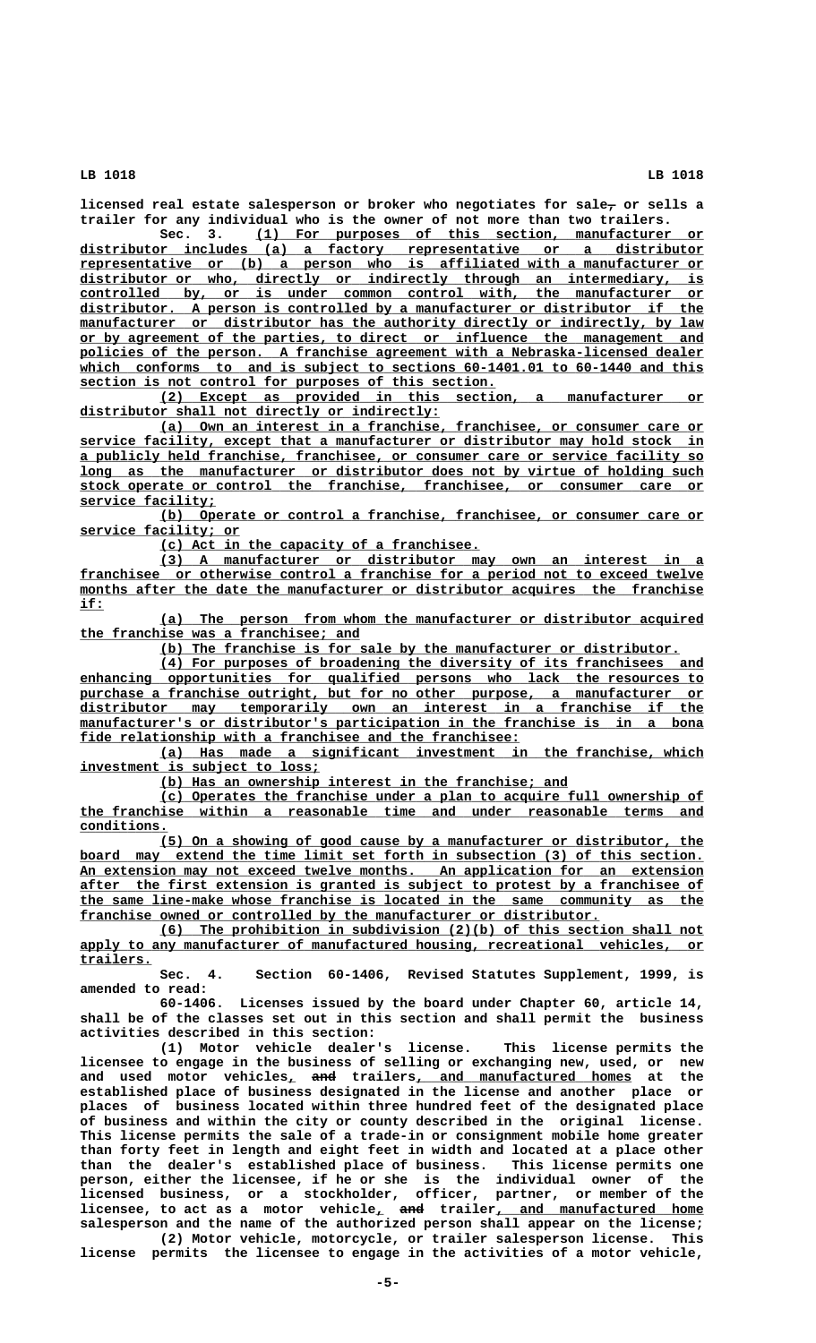licensed real estate salesperson or broker who negotiates for sale, or sells a trailer for any individual who is the owner of not more than two trailers.

Sec. 3. (1) For purposes of this section, manufacturer or distributor includes (a) a factory representative or a distributor representative or (b) a person who is affiliated with a manufacturer or distributor or who, directly or indirectly through an intermediary, is controlled by, or is under common control with, the manufacturer or distributor. A person is controlled by a manufacturer or distributor if the manufacturer or distributor has the authority directly or indirectly, by law or by agreement of the parties, to direct or influence the management and policies of the person. A franchise agreement with a Nebraska-licensed dealer which conforms to and is subject to sections 60-1401.01 to 60-1440 and this section is not control for purposes of this section.

(2) Except as provided in this section, a manufacturer or distributor shall not directly or indirectly:

(a) Own an interest in a franchise, franchisee, or consumer care or service facility, except that a manufacturer or distributor may hold stock in a publicly held franchise, franchisee, or consumer care or service facility so long as the manufacturer or distributor does not by virtue of holding such stock operate or control the franchise, franchisee, or consumer care or service facility;

(b) Operate or control a franchise, franchisee, or consumer care or service facility; or

(c) Act in the capacity of a franchisee.

(3) A manufacturer or distributor may own an interest in a franchisee or otherwise control a franchise for a period not to exceed twelve months after the date the manufacturer or distributor acquires the franchise if:

(a) The person from whom the manufacturer or distributor acquired the franchise was a franchisee; and

(b) The franchise is for sale by the manufacturer or distributor.

(4) For purposes of broadening the diversity of its franchisees and enhancing opportunities for qualified persons who lack the resources to purchase a franchise outright, but for no other purpose, a manufacturer or distributor may temporarily own an interest in a franchise if the manufacturer's or distributor's participation in the franchise is in a bona fide relationship with a franchisee and the franchisee:

(a) Has made a significant investment in the franchise, which investment is subject to loss;

(b) Has an ownership interest in the franchise; and

(c) Operates the franchise under a plan to acquire full ownership of the franchise within a reasonable time and under reasonable terms and conditions.

(5) On a showing of good cause by a manufacturer or distributor, the board may extend the time limit set forth in subsection (3) of this section. An extension may not exceed twelve months. An application for an extension after the first extension is granted is subject to protest by a franchisee of the same line-make whose franchise is located in the same community as the franchise owned or controlled by the manufacturer or distributor.

(6) The prohibition in subdivision (2)(b) of this section shall not apply to any manufacturer of manufactured housing, recreational vehicles, or trailers.

Sec. 4. Section 60-1406, Revised Statutes Supplement, 1999, is amended to read:

60-1406. Licenses issued by the board under Chapter 60, article 14, shall be of the classes set out in this section and shall permit the business activities described in this section:

(1) Motor vehicle dealer's license. This license permits the licensee to engage in the business of selling or exchanging new, used, or new and used motor vehicles, and trailers, and manufactured homes at the established place of business designated in the license and another place or places of business located within three hundred feet of the designated place of business and within the city or county described in the original license. This license permits the sale of a trade-in or consignment mobile home greater than forty feet in length and eight feet in width and located at a place other than the dealer's established place of business. This license permits one person, either the licensee, if he or she is the individual owner of the licensed business, or a stockholder, officer, partner, or member of the licensee, to act as a motor vehicle, and trailer, and manufactured home salesperson and the name of the authorized person shall appear on the license;

(2) Motor vehicle, motorcycle, or trailer salesperson license. This license permits the licensee to engage in the activities of a motor vehicle,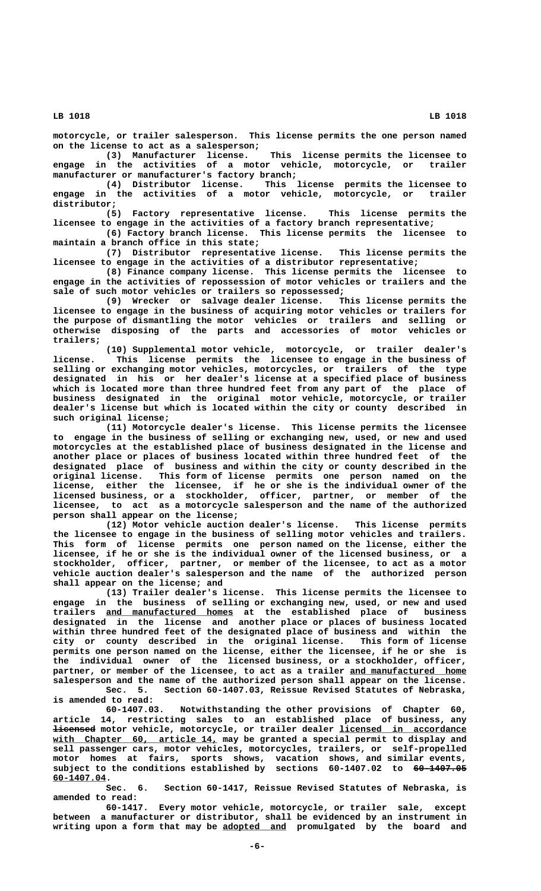motorcycle, or trailer salesperson. This license permits the one person named on the license to act as a salesperson;

(3) Manufacturer license. This license permits the licensee to engage in the activities of a motor vehicle, motorcycle, or trailer manufacturer or manufacturer's factory branch;

(4) Distributor license. This license permits the licensee to engage in the activities of a motor vehicle, motorcycle, or trailer distributor;

(5) Factory representative license. This license permits the licensee to engage in the activities of a factory branch representative;

(6) Factory branch license. This license permits the licensee to maintain a branch office in this state;

(7) Distributor representative license. This license permits the licensee to engage in the activities of a distributor representative;

(8) Finance company license. This license permits the licensee to engage in the activities of repossession of motor vehicles or trailers and the sale of such motor vehicles or trailers so repossessed;

(9) Wrecker or salvage dealer license. This license permits the licensee to engage in the business of acquiring motor vehicles or trailers for the purpose of dismantling the motor vehicles or trailers and selling or otherwise disposing of the parts and accessories of motor vehicles or trailers;

(10) Supplemental motor vehicle, motorcycle, or trailer dealer's license. This license permits the licensee to engage in the business of selling or exchanging motor vehicles, motorcycles, or trailers of the type designated in his or her dealer's license at a specified place of business which is located more than three hundred feet from any part of the place of business designated in the original motor vehicle, motorcycle, or trailer dealer's license but which is located within the city or county described in such original license;

(11) Motorcycle dealer's license. This license permits the licensee to engage in the business of selling or exchanging new, used, or new and used motorcycles at the established place of business designated in the license and another place or places of business located within three hundred feet of the designated place of business and within the city or county described in the original license. This form of license permits one person named on the license, either the licensee, if he or she is the individual owner of the licensed business, or a stockholder, officer, partner, or member of the licensee, to act as a motorcycle salesperson and the name of the authorized person shall appear on the license;

(12) Motor vehicle auction dealer's license. This license permits the licensee to engage in the business of selling motor vehicles and trailers. This form of license permits one person named on the license, either the licensee, if he or she is the individual owner of the licensed business, or a stockholder, officer, partner, or member of the licensee, to act as a motor vehicle auction dealer's salesperson and the name of the authorized person shall appear on the license; and

(13) Trailer dealer's license. This license permits the licensee to engage in the business of selling or exchanging new, used, or new and used trailers and manufactured homes at the established place of business designated in the license and another place or places of business located within three hundred feet of the designated place of business and within the city or county described in the original license. This form of license permits one person named on the license, either the licensee, if he or she is the individual owner of the licensed business, or a stockholder, officer, partner, or member of the licensee, to act as a trailer and manufactured home salesperson and the name of the authorized person shall appear on the license.

Sec. 5. Section 60-1407.03, Reissue Revised Statutes of Nebraska, is amended to read:

60-1407.03. Notwithstanding the other provisions of Chapter 60, article 14, restricting sales to an established place of business, any ~~licensed~~ motor vehicle, motorcycle, or trailer dealer licensed in accordance with Chapter 60, article 14, may be granted a special permit to display and sell passenger cars, motor vehicles, motorcycles, trailers, or self-propelled motor homes at fairs, sports shows, vacation shows, and similar events, subject to the conditions established by sections 60-1407.02 to ~~60-1407.05~~ 60-1407.04.

Sec. 6. Section 60-1417, Reissue Revised Statutes of Nebraska, is amended to read:

60-1417. Every motor vehicle, motorcycle, or trailer sale, except between a manufacturer or distributor, shall be evidenced by an instrument in writing upon a form that may be adopted and promulgated by the board and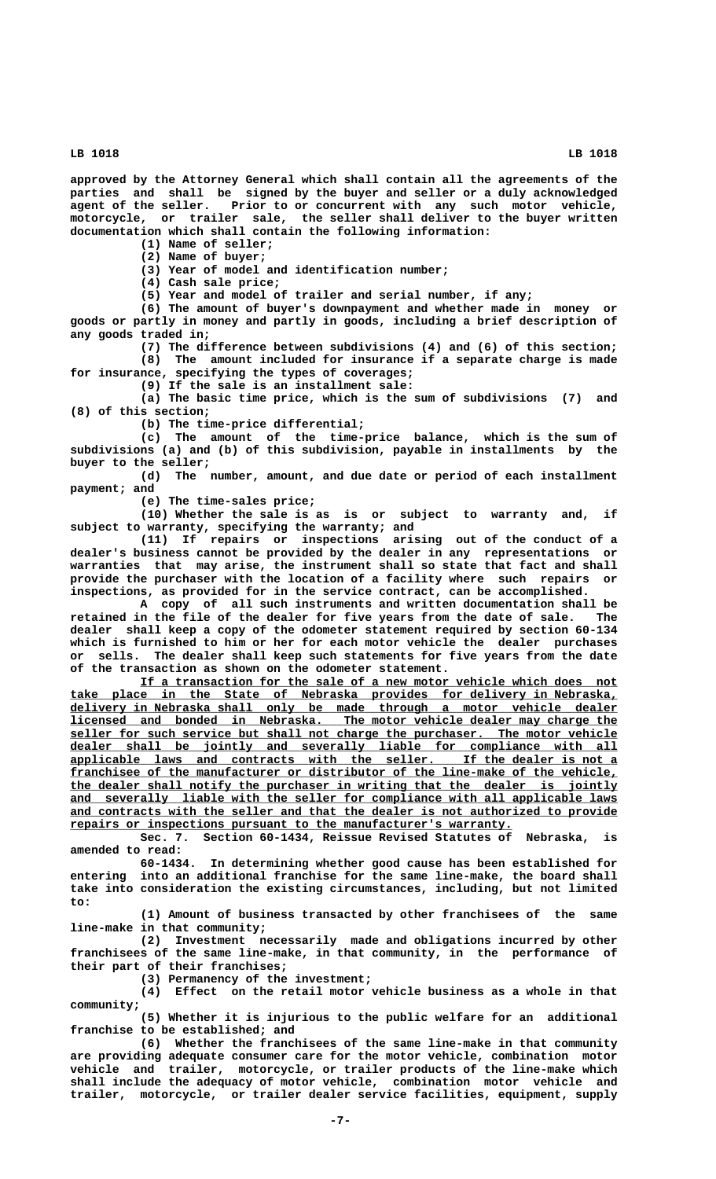approved by the Attorney General which shall contain all the agreements of the parties and shall be signed by the buyer and seller or a duly acknowledged agent of the seller. Prior to or concurrent with any such motor vehicle, motorcycle, or trailer sale, the seller shall deliver to the buyer written documentation which shall contain the following information:

(1) Name of seller;

(2) Name of buyer;

(3) Year of model and identification number;

(4) Cash sale price;

(5) Year and model of trailer and serial number, if any;

(6) The amount of buyer's downpayment and whether made in money or goods or partly in money and partly in goods, including a brief description of any goods traded in;

(7) The difference between subdivisions (4) and (6) of this section;

(8) The amount included for insurance if a separate charge is made for insurance, specifying the types of coverages;

(9) If the sale is an installment sale:

(a) The basic time price, which is the sum of subdivisions (7) and (8) of this section;

(b) The time-price differential;

(c) The amount of the time-price balance, which is the sum of subdivisions (a) and (b) of this subdivision, payable in installments by the buyer to the seller;

(d) The number, amount, and due date or period of each installment payment; and

(e) The time-sales price;

(10) Whether the sale is as is or subject to warranty and, if subject to warranty, specifying the warranty; and

(11) If repairs or inspections arising out of the conduct of a dealer's business cannot be provided by the dealer in any representations or warranties that may arise, the instrument shall so state that fact and shall provide the purchaser with the location of a facility where such repairs or inspections, as provided for in the service contract, can be accomplished.

A copy of all such instruments and written documentation shall be retained in the file of the dealer for five years from the date of sale. The dealer shall keep a copy of the odometer statement required by section 60-134 which is furnished to him or her for each motor vehicle the dealer purchases or sells. The dealer shall keep such statements for five years from the date of the transaction as shown on the odometer statement.

<u>If a transaction for the sale of a new motor vehicle which does not take place in the State of Nebraska provides for delivery in Nebraska, delivery in Nebraska shall only be made through a motor vehicle dealer licensed and bonded in Nebraska. The motor vehicle dealer may charge the seller for such service but shall not charge the purchaser. The motor vehicle dealer shall be jointly and severally liable for compliance with all applicable laws and contracts with the seller. If the dealer is not a franchisee of the manufacturer or distributor of the line-make of the vehicle, the dealer shall notify the purchaser in writing that the dealer is jointly and severally liable with the seller for compliance with all applicable laws and contracts with the seller and that the dealer is not authorized to provide repairs or inspections pursuant to the manufacturer's warranty.</u>

Sec. 7. Section 60-1434, Reissue Revised Statutes of Nebraska, is amended to read:

60-1434. In determining whether good cause has been established for entering into an additional franchise for the same line-make, the board shall take into consideration the existing circumstances, including, but not limited to:

(1) Amount of business transacted by other franchisees of the same line-make in that community;

(2) Investment necessarily made and obligations incurred by other franchisees of the same line-make, in that community, in the performance of their part of their franchises;

(3) Permanency of the investment;

(4) Effect on the retail motor vehicle business as a whole in that community;

(5) Whether it is injurious to the public welfare for an additional franchise to be established; and

(6) Whether the franchisees of the same line-make in that community are providing adequate consumer care for the motor vehicle, combination motor vehicle and trailer, motorcycle, or trailer products of the line-make which shall include the adequacy of motor vehicle, combination motor vehicle and trailer, motorcycle, or trailer dealer service facilities, equipment, supply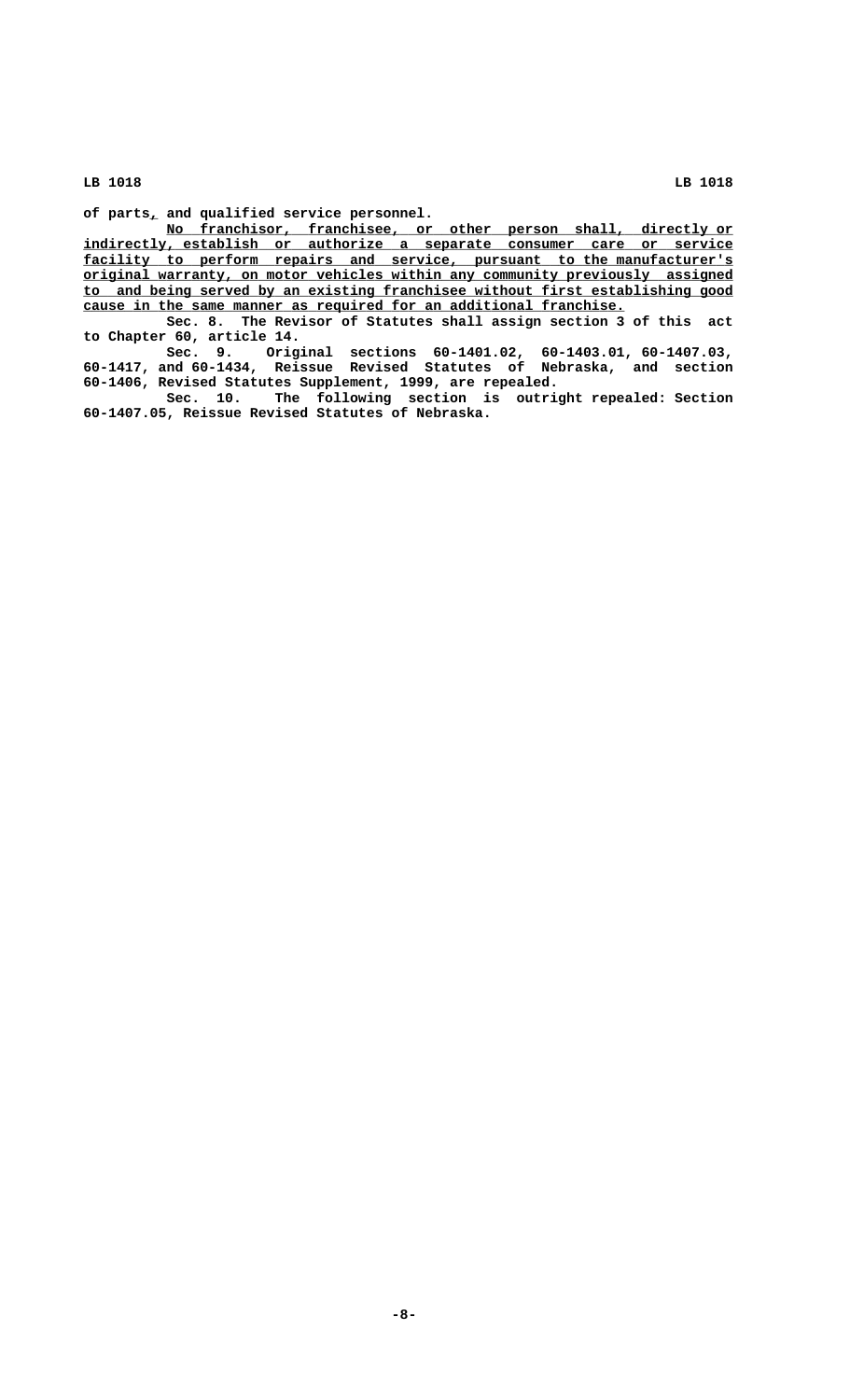of parts, and qualified service personnel.

No franchisor, franchisee, or other person shall, directly or indirectly, establish or authorize a separate consumer care or service facility to perform repairs and service, pursuant to the manufacturer's original warranty, on motor vehicles within any community previously assigned to and being served by an existing franchisee without first establishing good cause in the same manner as required for an additional franchise.

Sec. 8. The Revisor of Statutes shall assign section 3 of this act to Chapter 60, article 14.

Sec. 9. Original sections 60-1401.02, 60-1403.01, 60-1407.03, 60-1417, and 60-1434, Reissue Revised Statutes of Nebraska, and section 60-1406, Revised Statutes Supplement, 1999, are repealed.

Sec. 10. The following section is outright repealed: Section 60-1407.05, Reissue Revised Statutes of Nebraska.